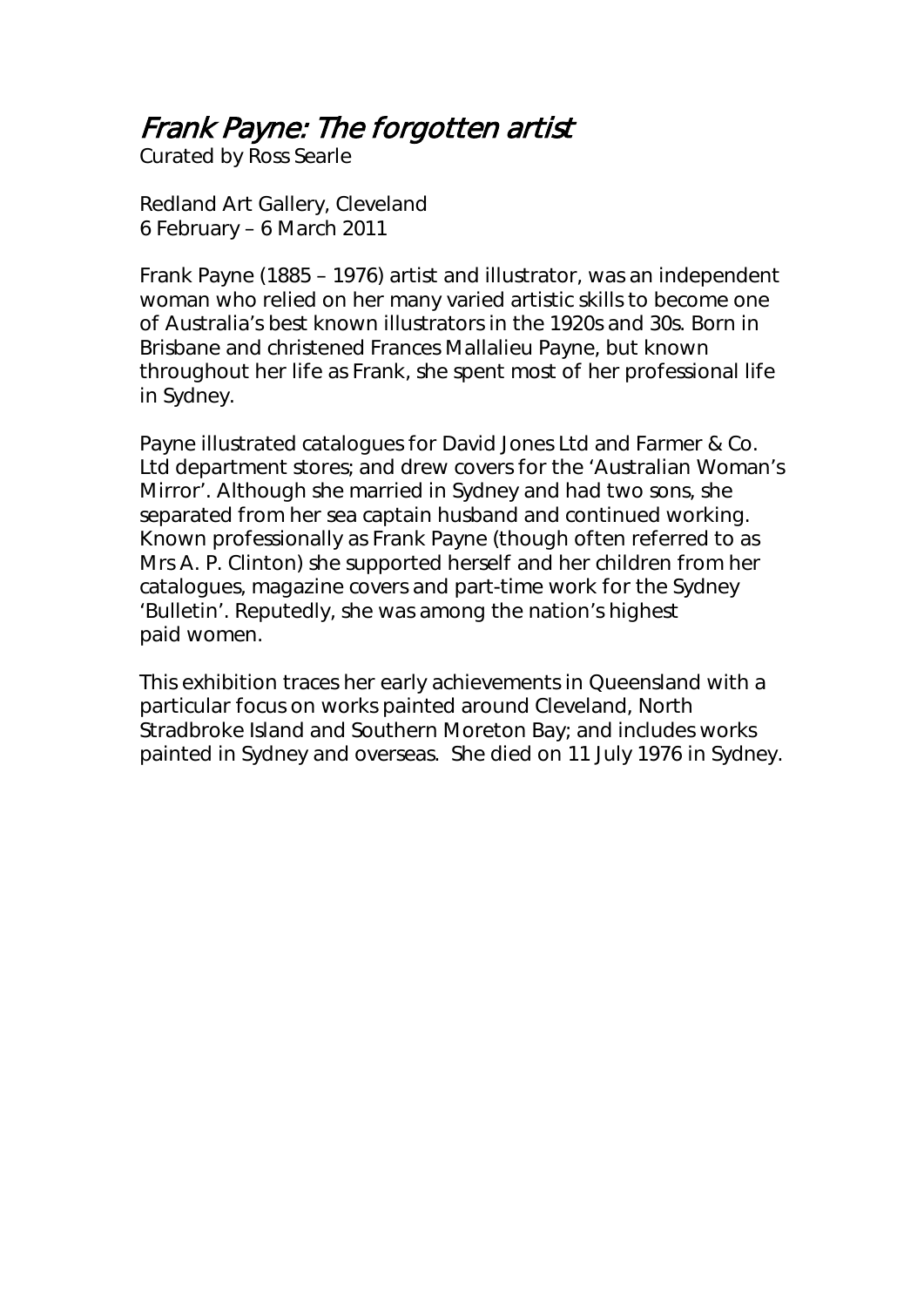# *Frank Payne: The forgotten artist*

Curated by Ross Searle

Redland Art Gallery, Cleveland
6 February – 6 March 2011

Frank Payne (1885 – 1976) artist and illustrator, was an independent woman who relied on her many varied artistic skills to become one of Australia's best known illustrators in the 1920s and 30s. Born in Brisbane and christened Frances Mallalieu Payne, but known throughout her life as Frank, she spent most of her professional life in Sydney.

Payne illustrated catalogues for David Jones Ltd and Farmer & Co. Ltd department stores; and drew covers for the 'Australian Woman's Mirror'. Although she married in Sydney and had two sons, she separated from her sea captain husband and continued working. Known professionally as Frank Payne (though often referred to as Mrs A. P. Clinton) she supported herself and her children from her catalogues, magazine covers and part-time work for the Sydney 'Bulletin'. Reputedly, she was among the nation's highest paid women.

This exhibition traces her early achievements in Queensland with a particular focus on works painted around Cleveland, North Stradbroke Island and Southern Moreton Bay; and includes works painted in Sydney and overseas. She died on 11 July 1976 in Sydney.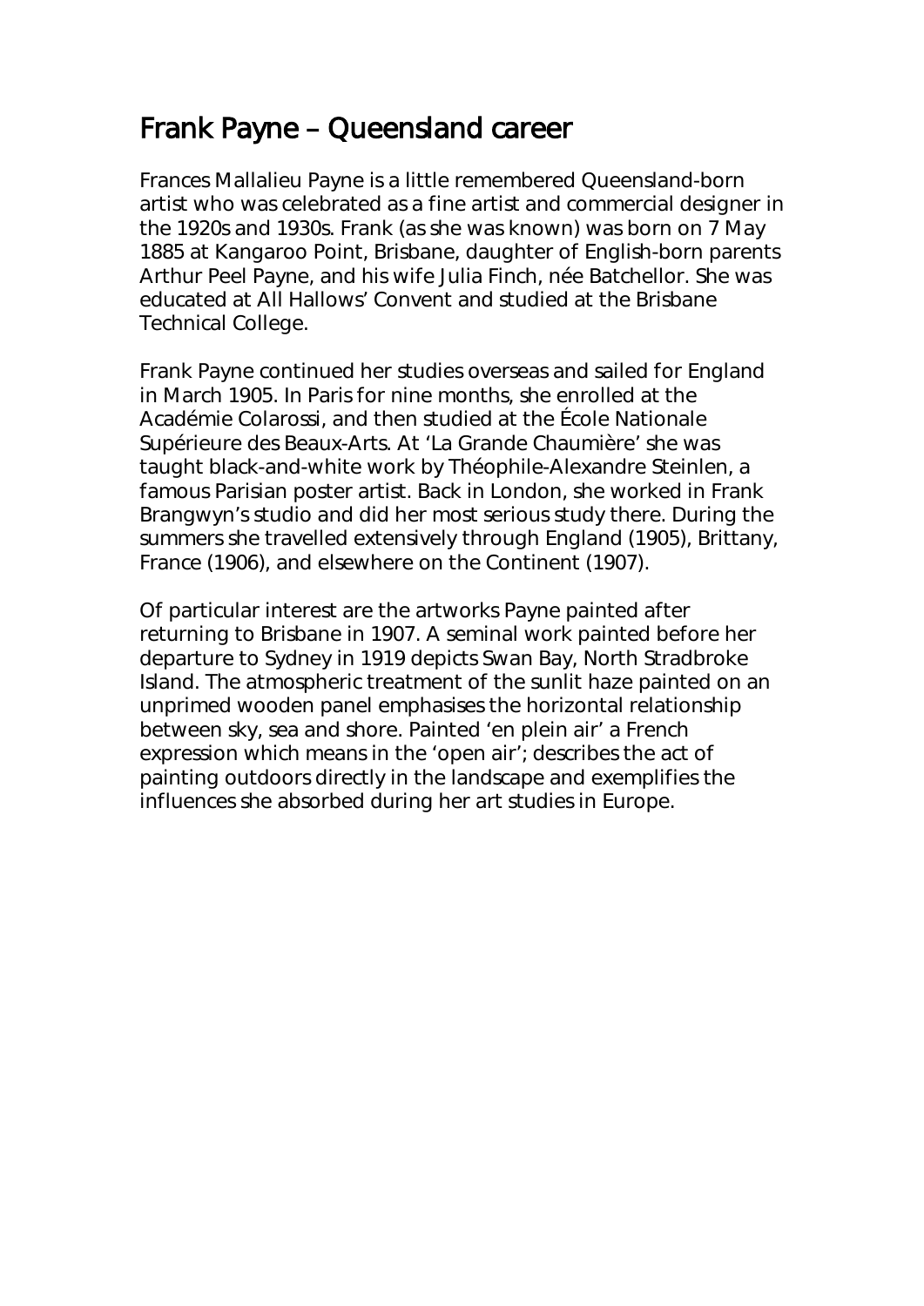# Frank Payne – Queensland career

Frances Mallalieu Payne is a little remembered Queensland-born artist who was celebrated as a fine artist and commercial designer in the 1920s and 1930s. Frank (as she was known) was born on 7 May 1885 at Kangaroo Point, Brisbane, daughter of English-born parents Arthur Peel Payne, and his wife Julia Finch, née Batchellor. She was educated at All Hallows' Convent and studied at the Brisbane Technical College.

Frank Payne continued her studies overseas and sailed for England in March 1905. In Paris for nine months, she enrolled at the Académie Colarossi, and then studied at the École Nationale Supérieure des Beaux-Arts. At 'La Grande Chaumière' she was taught black-and-white work by Théophile-Alexandre Steinlen, a famous Parisian poster artist. Back in London, she worked in Frank Brangwyn's studio and did her most serious study there. During the summers she travelled extensively through England (1905), Brittany, France (1906), and elsewhere on the Continent (1907).

Of particular interest are the artworks Payne painted after returning to Brisbane in 1907. A seminal work painted before her departure to Sydney in 1919 depicts Swan Bay, North Stradbroke Island. The atmospheric treatment of the sunlit haze painted on an unprimed wooden panel emphasises the horizontal relationship between sky, sea and shore. Painted 'en plein air' a French expression which means in the 'open air'; describes the act of painting outdoors directly in the landscape and exemplifies the influences she absorbed during her art studies in Europe.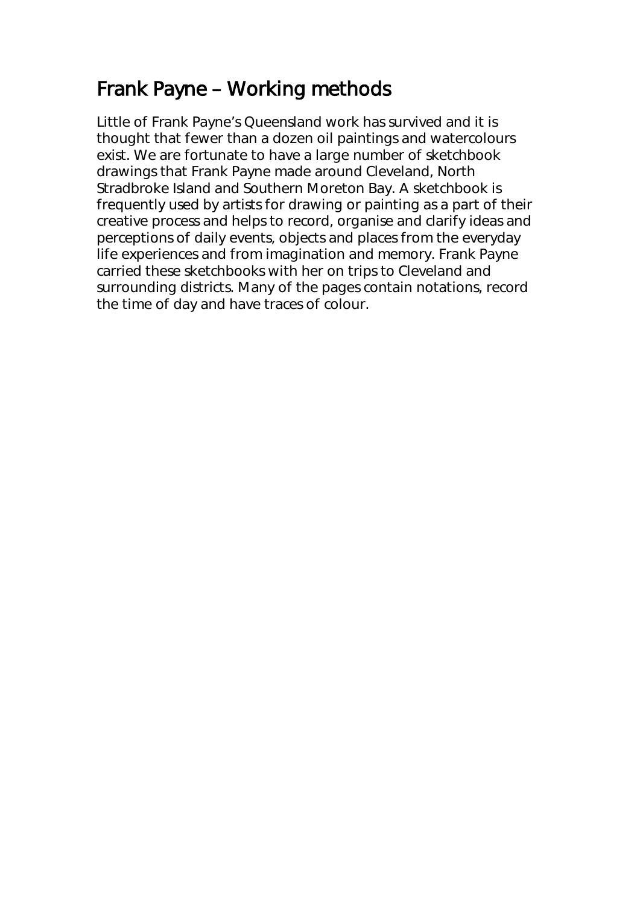# Frank Payne – Working methods

Little of Frank Payne's Queensland work has survived and it is thought that fewer than a dozen oil paintings and watercolours exist. We are fortunate to have a large number of sketchbook drawings that Frank Payne made around Cleveland, North Stradbroke Island and Southern Moreton Bay. A sketchbook is frequently used by artists for drawing or painting as a part of their creative process and helps to record, organise and clarify ideas and perceptions of daily events, objects and places from the everyday life experiences and from imagination and memory. Frank Payne carried these sketchbooks with her on trips to Cleveland and surrounding districts. Many of the pages contain notations, record the time of day and have traces of colour.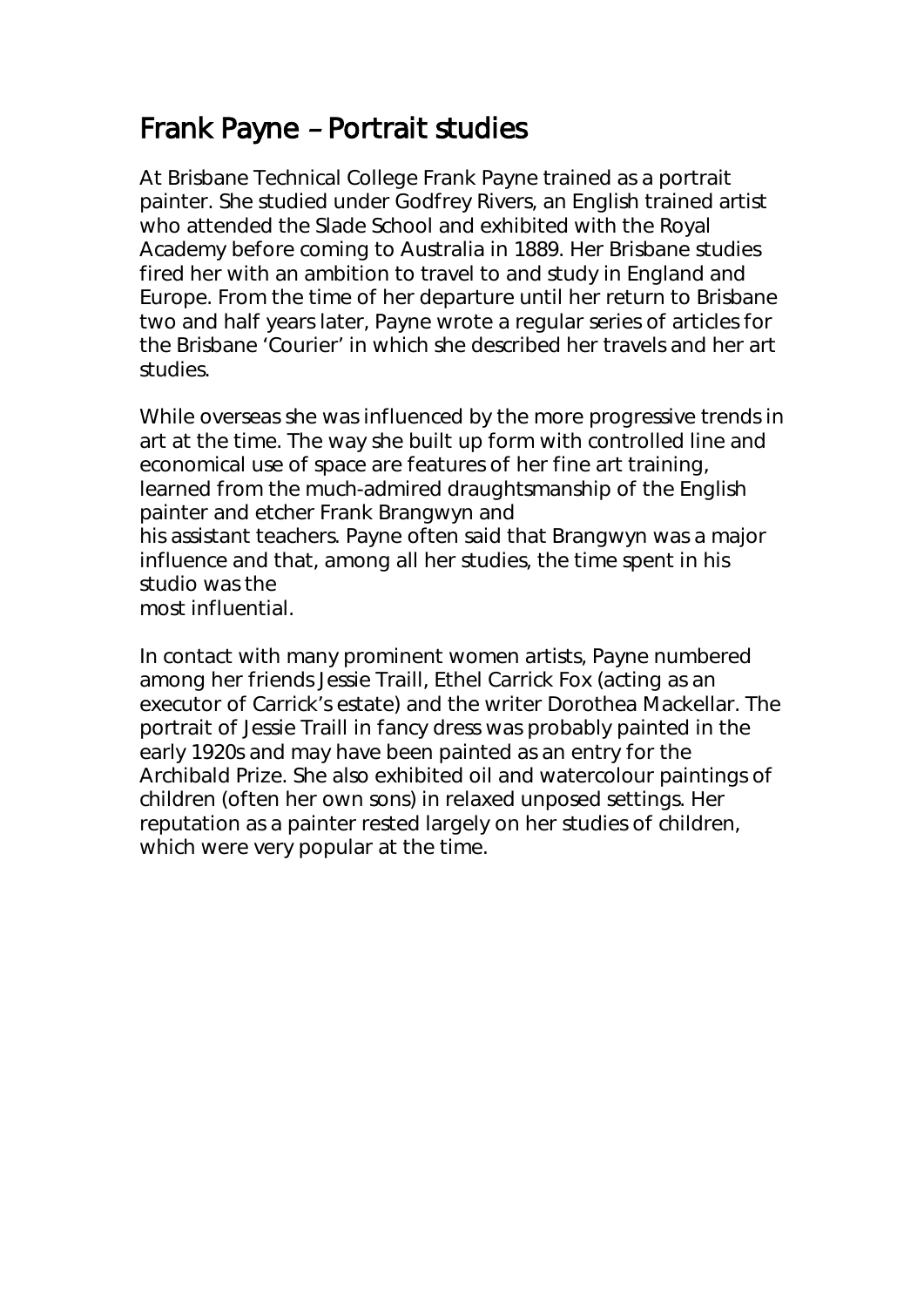# Frank Payne – Portrait studies

At Brisbane Technical College Frank Payne trained as a portrait painter. She studied under Godfrey Rivers, an English trained artist who attended the Slade School and exhibited with the Royal Academy before coming to Australia in 1889. Her Brisbane studies fired her with an ambition to travel to and study in England and Europe. From the time of her departure until her return to Brisbane two and half years later, Payne wrote a regular series of articles for the Brisbane 'Courier' in which she described her travels and her art studies.

While overseas she was influenced by the more progressive trends in art at the time. The way she built up form with controlled line and economical use of space are features of her fine art training, learned from the much-admired draughtsmanship of the English painter and etcher Frank Brangwyn and his assistant teachers. Payne often said that Brangwyn was a major influence and that, among all her studies, the time spent in his studio was the most influential.

In contact with many prominent women artists, Payne numbered among her friends Jessie Traill, Ethel Carrick Fox (acting as an executor of Carrick's estate) and the writer Dorothea Mackellar. The portrait of Jessie Traill in fancy dress was probably painted in the early 1920s and may have been painted as an entry for the Archibald Prize. She also exhibited oil and watercolour paintings of children (often her own sons) in relaxed unposed settings. Her reputation as a painter rested largely on her studies of children, which were very popular at the time.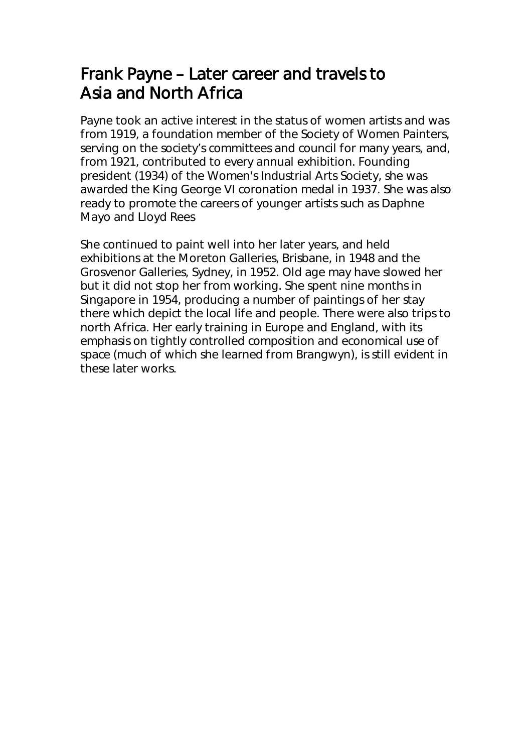# Frank Payne – Later career and travels to Asia and North Africa

Payne took an active interest in the status of women artists and was from 1919, a foundation member of the Society of Women Painters, serving on the society's committees and council for many years, and, from 1921, contributed to every annual exhibition. Founding president (1934) of the Women's Industrial Arts Society, she was awarded the King George VI coronation medal in 1937. She was also ready to promote the careers of younger artists such as Daphne Mayo and Lloyd Rees

She continued to paint well into her later years, and held exhibitions at the Moreton Galleries, Brisbane, in 1948 and the Grosvenor Galleries, Sydney, in 1952. Old age may have slowed her but it did not stop her from working. She spent nine months in Singapore in 1954, producing a number of paintings of her stay there which depict the local life and people. There were also trips to north Africa. Her early training in Europe and England, with its emphasis on tightly controlled composition and economical use of space (much of which she learned from Brangwyn), is still evident in these later works.